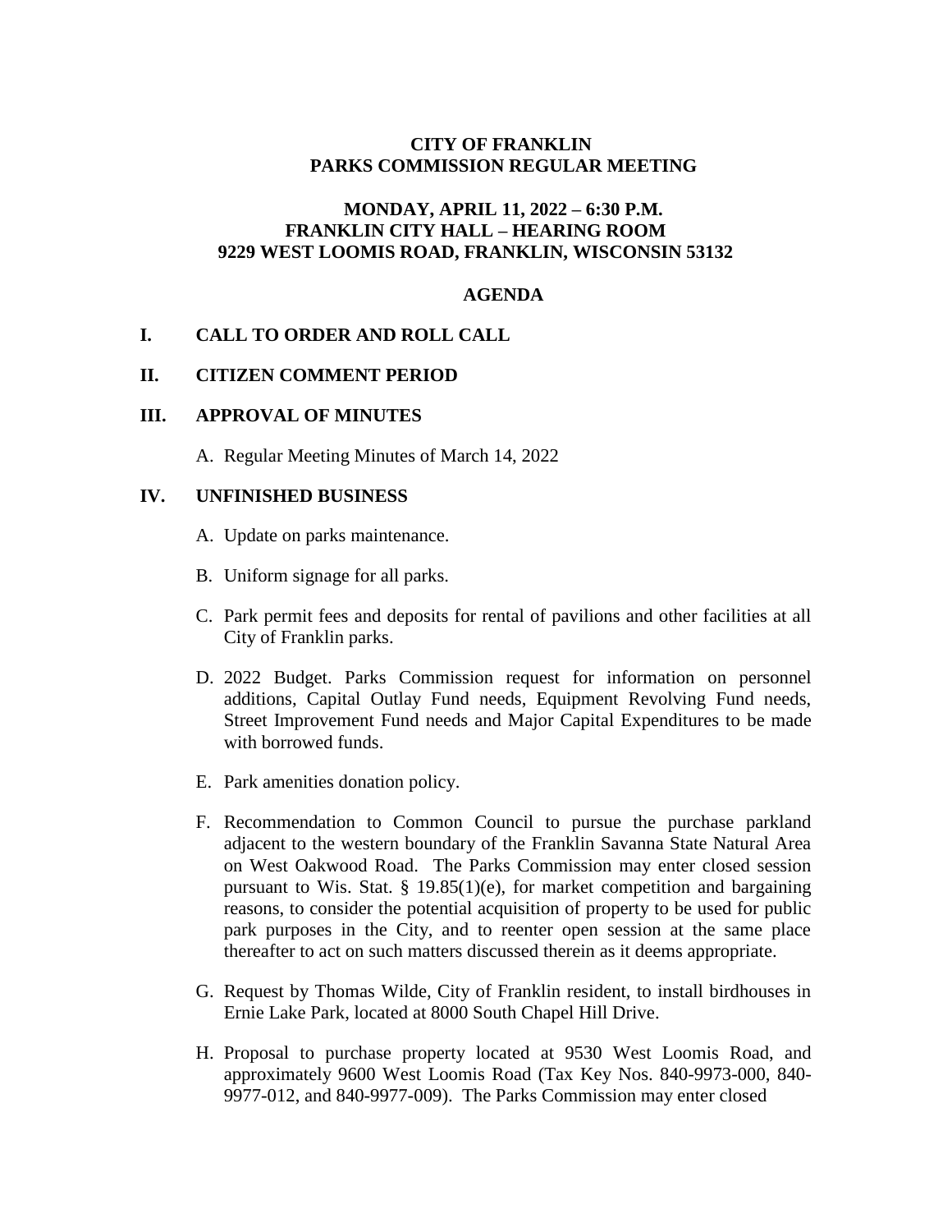**CITY OF FRANKLIN**
**PARKS COMMISSION REGULAR MEETING**

**MONDAY, APRIL 11, 2022 – 6:30 P.M.**
**FRANKLIN CITY HALL – HEARING ROOM**
**9229 WEST LOOMIS ROAD, FRANKLIN, WISCONSIN 53132**

**AGENDA**

## I. CALL TO ORDER AND ROLL CALL

## II. CITIZEN COMMENT PERIOD

## III. APPROVAL OF MINUTES

A. Regular Meeting Minutes of March 14, 2022

## IV. UNFINISHED BUSINESS

A. Update on parks maintenance.

B. Uniform signage for all parks.

C. Park permit fees and deposits for rental of pavilions and other facilities at all City of Franklin parks.

D. 2022 Budget. Parks Commission request for information on personnel additions, Capital Outlay Fund needs, Equipment Revolving Fund needs, Street Improvement Fund needs and Major Capital Expenditures to be made with borrowed funds.

E. Park amenities donation policy.

F. Recommendation to Common Council to pursue the purchase parkland adjacent to the western boundary of the Franklin Savanna State Natural Area on West Oakwood Road. The Parks Commission may enter closed session pursuant to Wis. Stat. § 19.85(1)(e), for market competition and bargaining reasons, to consider the potential acquisition of property to be used for public park purposes in the City, and to reenter open session at the same place thereafter to act on such matters discussed therein as it deems appropriate.

G. Request by Thomas Wilde, City of Franklin resident, to install birdhouses in Ernie Lake Park, located at 8000 South Chapel Hill Drive.

H. Proposal to purchase property located at 9530 West Loomis Road, and approximately 9600 West Loomis Road (Tax Key Nos. 840-9973-000, 840-9977-012, and 840-9977-009). The Parks Commission may enter closed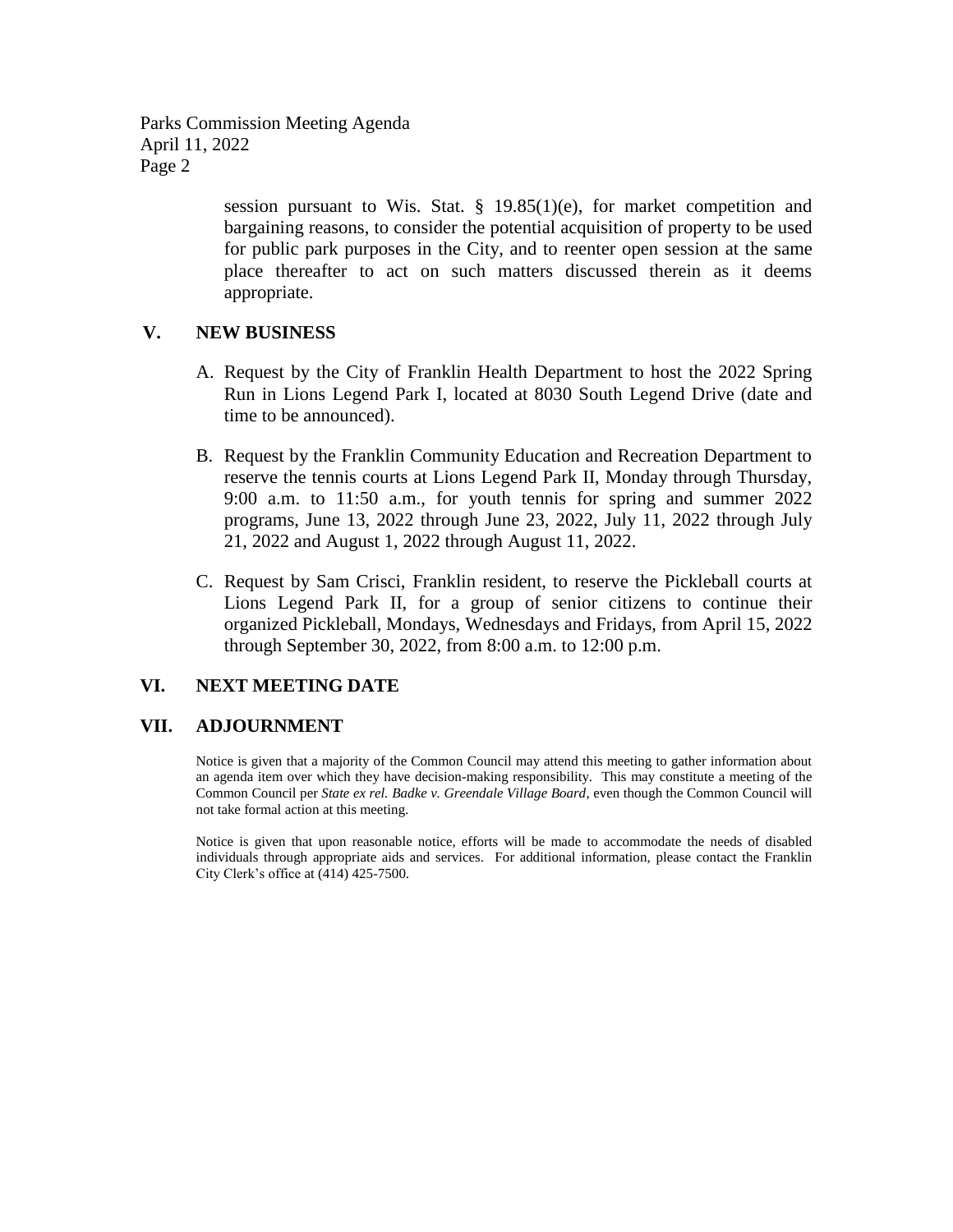session pursuant to Wis. Stat. § 19.85(1)(e), for market competition and bargaining reasons, to consider the potential acquisition of property to be used for public park purposes in the City, and to reenter open session at the same place thereafter to act on such matters discussed therein as it deems appropriate.

## V. NEW BUSINESS

A. Request by the City of Franklin Health Department to host the 2022 Spring Run in Lions Legend Park I, located at 8030 South Legend Drive (date and time to be announced).

B. Request by the Franklin Community Education and Recreation Department to reserve the tennis courts at Lions Legend Park II, Monday through Thursday, 9:00 a.m. to 11:50 a.m., for youth tennis for spring and summer 2022 programs, June 13, 2022 through June 23, 2022, July 11, 2022 through July 21, 2022 and August 1, 2022 through August 11, 2022.

C. Request by Sam Crisci, Franklin resident, to reserve the Pickleball courts at Lions Legend Park II, for a group of senior citizens to continue their organized Pickleball, Mondays, Wednesdays and Fridays, from April 15, 2022 through September 30, 2022, from 8:00 a.m. to 12:00 p.m.

## VI. NEXT MEETING DATE

## VII. ADJOURNMENT

Notice is given that a majority of the Common Council may attend this meeting to gather information about an agenda item over which they have decision-making responsibility. This may constitute a meeting of the Common Council per *State ex rel. Badke v. Greendale Village Board*, even though the Common Council will not take formal action at this meeting.

Notice is given that upon reasonable notice, efforts will be made to accommodate the needs of disabled individuals through appropriate aids and services. For additional information, please contact the Franklin City Clerk's office at (414) 425-7500.